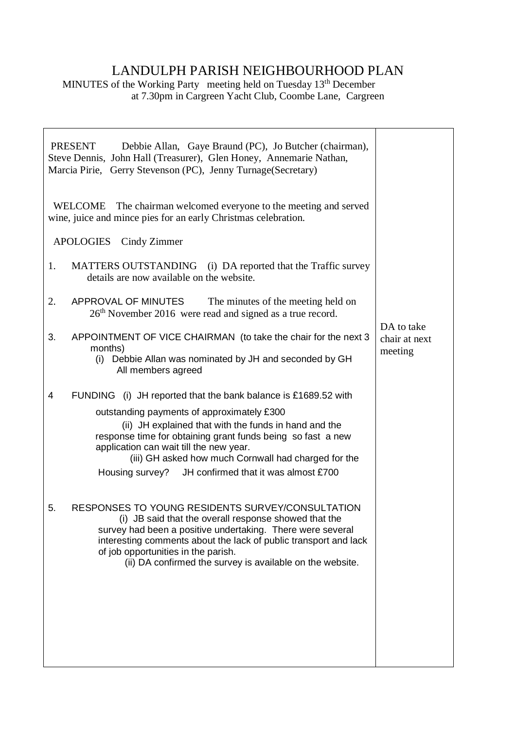# LANDULPH PARISH NEIGHBOURHOOD PLAN

MINUTES of the Working Party meeting held on Tuesday 13th December at 7.30pm in Cargreen Yacht Club, Coombe Lane, Cargreen

| | |
|---|---|
| PRESENT Debbie Allan, Gaye Braund (PC), Jo Butcher (chairman), Steve Dennis, John Hall (Treasurer), Glen Honey, Annemarie Nathan, Marcia Pirie, Gerry Stevenson (PC), Jenny Turnage(Secretary) | |
| WELCOME The chairman welcomed everyone to the meeting and served wine, juice and mince pies for an early Christmas celebration. | |
| APOLOGIES Cindy Zimmer | |
| 1. MATTERS OUTSTANDING (i) DA reported that the Traffic survey details are now available on the website. | |
| 2. APPROVAL OF MINUTES The minutes of the meeting held on 26th November 2016 were read and signed as a true record. | |
| 3. APPOINTMENT OF VICE CHAIRMAN (to take the chair for the next 3 months)<br>(i) Debbie Allan was nominated by JH and seconded by GH All members agreed | DA to take chair at next meeting |
| 4 FUNDING (i) JH reported that the bank balance is £1689.52 with outstanding payments of approximately £300<br>(ii) JH explained that with the funds in hand and the response time for obtaining grant funds being so fast a new application can wait till the new year.<br>(iii) GH asked how much Cornwall had charged for the Housing survey? JH confirmed that it was almost £700 | |
| 5. RESPONSES TO YOUNG RESIDENTS SURVEY/CONSULTATION<br>(i) JB said that the overall response showed that the survey had been a positive undertaking. There were several interesting comments about the lack of public transport and lack of job opportunities in the parish.<br>(ii) DA confirmed the survey is available on the website. | |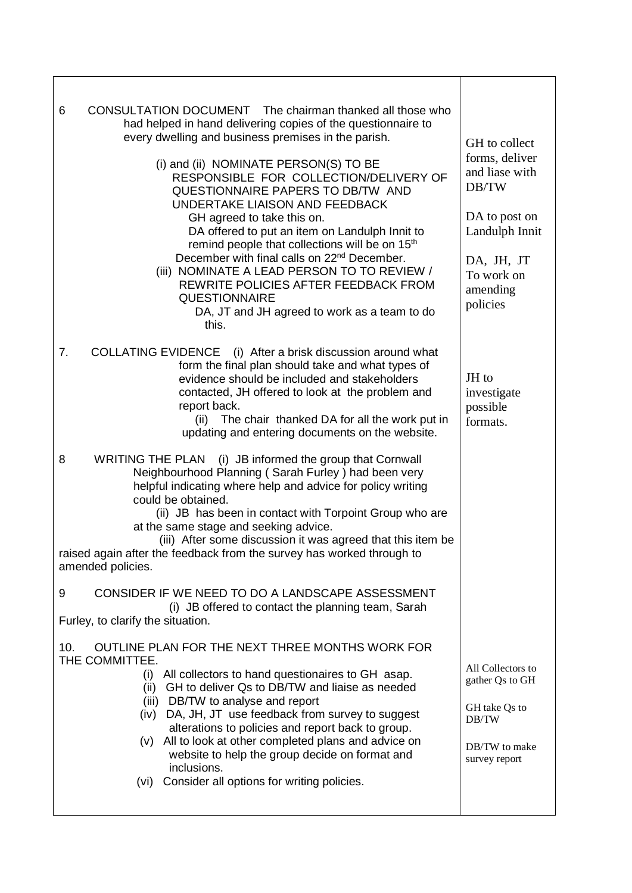| | |
|---|---|
| 6 CONSULTATION DOCUMENT The chairman thanked all those who had helped in hand delivering copies of the questionnaire to every dwelling and business premises in the parish.<br><br>(i) and (ii) NOMINATE PERSON(S) TO BE RESPONSIBLE FOR COLLECTION/DELIVERY OF QUESTIONNAIRE PAPERS TO DB/TW AND UNDERTAKE LIAISON AND FEEDBACK<br>GH agreed to take this on.<br>DA offered to put an item on Landulph Innit to remind people that collections will be on 15th December with final calls on 22nd December.<br>(iii) NOMINATE A LEAD PERSON TO TO REVIEW / REWRITE POLICIES AFTER FEEDBACK FROM QUESTIONNAIRE<br>DA, JT and JH agreed to work as a team to do this. | GH to collect forms, deliver and liase with DB/TW<br><br>DA to post on Landulph Innit<br><br>DA, JH, JT To work on amending policies |
| 7. COLLATING EVIDENCE (i) After a brisk discussion around what form the final plan should take and what types of evidence should be included and stakeholders contacted, JH offered to look at the problem and report back.<br>(ii) The chair thanked DA for all the work put in updating and entering documents on the website. | JH to investigate possible formats. |
| 8 WRITING THE PLAN (i) JB informed the group that Cornwall Neighbourhood Planning ( Sarah Furley ) had been very helpful indicating where help and advice for policy writing could be obtained.<br>(ii) JB has been in contact with Torpoint Group who are at the same stage and seeking advice.<br>(iii) After some discussion it was agreed that this item be raised again after the feedback from the survey has worked through to amended policies. | |
| 9 CONSIDER IF WE NEED TO DO A LANDSCAPE ASSESSMENT<br>(i) JB offered to contact the planning team, Sarah Furley, to clarify the situation. | |
| 10. OUTLINE PLAN FOR THE NEXT THREE MONTHS WORK FOR THE COMMITTEE.<br>(i) All collectors to hand questionaires to GH asap.<br>(ii) GH to deliver Qs to DB/TW and liaise as needed<br>(iii) DB/TW to analyse and report<br>(iv) DA, JH, JT use feedback from survey to suggest alterations to policies and report back to group.<br>(v) All to look at other completed plans and advice on website to help the group decide on format and inclusions.<br>(vi) Consider all options for writing policies. | All Collectors to gather Qs to GH<br><br>GH take Qs to DB/TW<br><br>DB/TW to make survey report |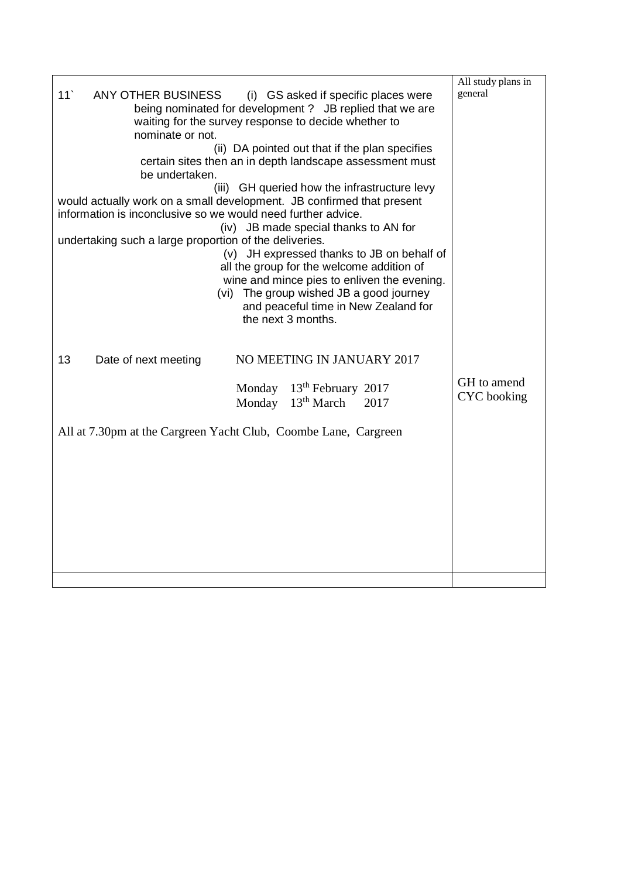| | |
|---|---|
| 11` ANY OTHER BUSINESS (i) GS asked if specific places were being nominated for development ? JB replied that we are waiting for the survey response to decide whether to nominate or not.<br>(ii) DA pointed out that if the plan specifies certain sites then an in depth landscape assessment must be undertaken.<br>(iii) GH queried how the infrastructure levy would actually work on a small development. JB confirmed that present information is inconclusive so we would need further advice.<br>(iv) JB made special thanks to AN for undertaking such a large proportion of the deliveries.<br>(v) JH expressed thanks to JB on behalf of all the group for the welcome addition of wine and mince pies to enliven the evening.<br>(vi) The group wished JB a good journey and peaceful time in New Zealand for the next 3 months. | All study plans in general |
| 13 Date of next meeting NO MEETING IN JANUARY 2017<br><br>Monday 13th February 2017<br>Monday 13th March 2017<br><br>All at 7.30pm at the Cargreen Yacht Club, Coombe Lane, Cargreen | GH to amend CYC booking |
| | |